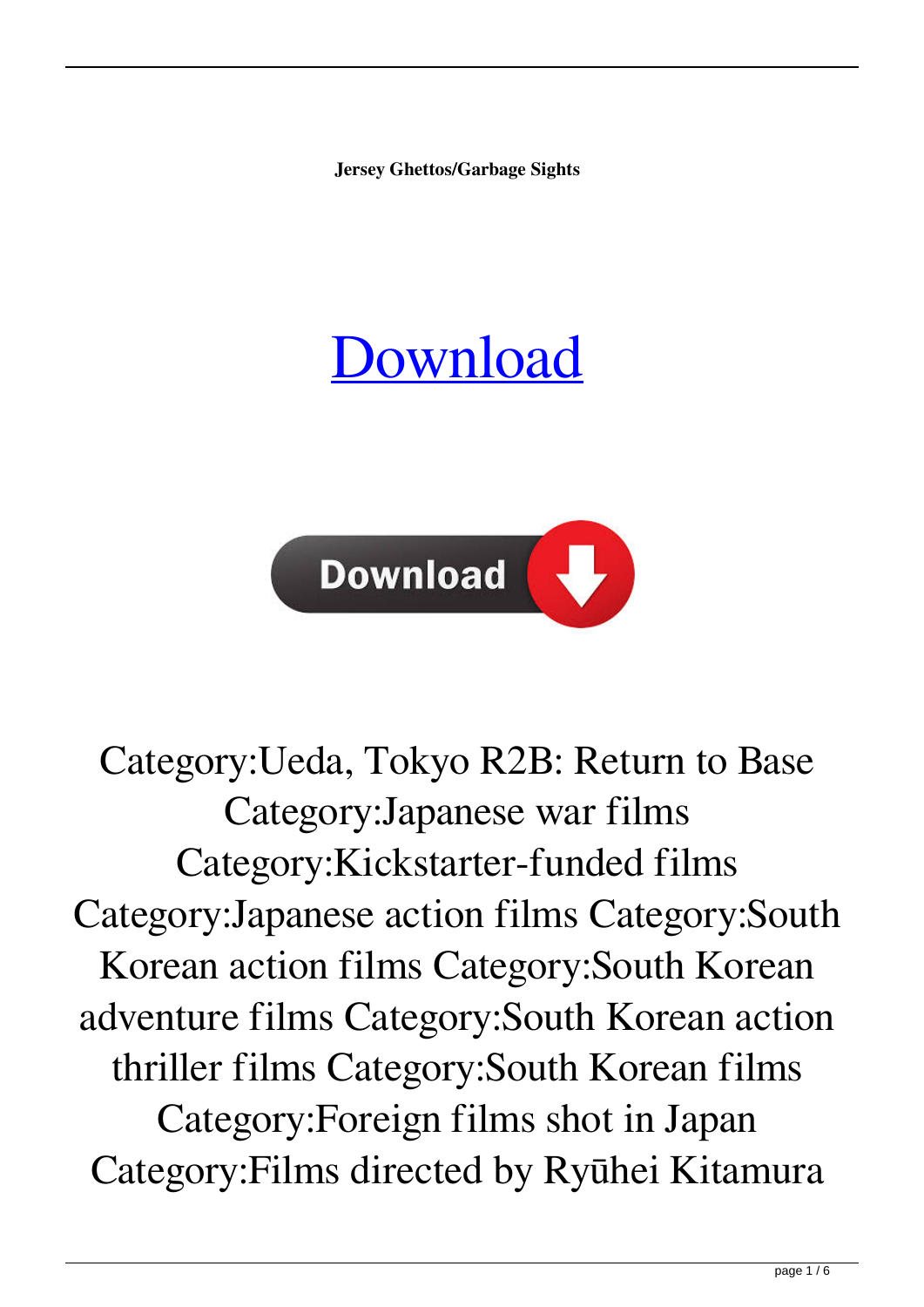**Jersey Ghettos/Garbage Sights**

[Download]

Category:Ueda, Tokyo R2B: Return to Base Category:Japanese war films Category:Kickstarter-funded films Category:Japanese action films Category:South Korean action films Category:South Korean adventure films Category:South Korean action thriller films Category:South Korean films Category:Foreign films shot in Japan Category:Films directed by Ryūhei Kitamura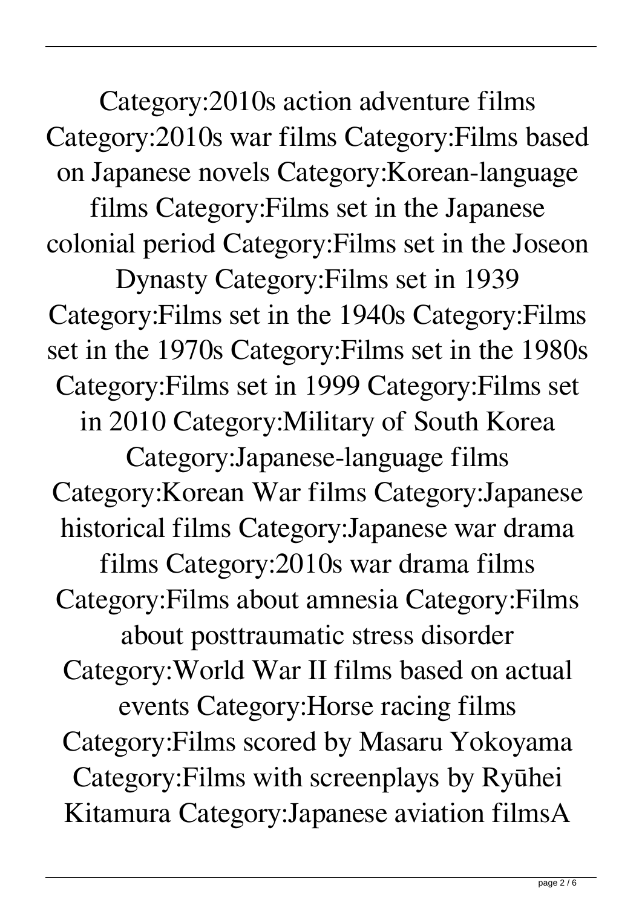Category:2010s action adventure films Category:2010s war films Category:Films based on Japanese novels Category:Korean-language films Category:Films set in the Japanese colonial period Category:Films set in the Joseon Dynasty Category:Films set in 1939 Category:Films set in the 1940s Category:Films set in the 1970s Category:Films set in the 1980s Category:Films set in 1999 Category:Films set in 2010 Category:Military of South Korea Category:Japanese-language films Category:Korean War films Category:Japanese historical films Category:Japanese war drama films Category:2010s war drama films Category:Films about amnesia Category:Films about posttraumatic stress disorder Category:World War II films based on actual events Category:Horse racing films Category:Films scored by Masaru Yokoyama Category:Films with screenplays by Ryūhei Kitamura Category:Japanese aviation filmsA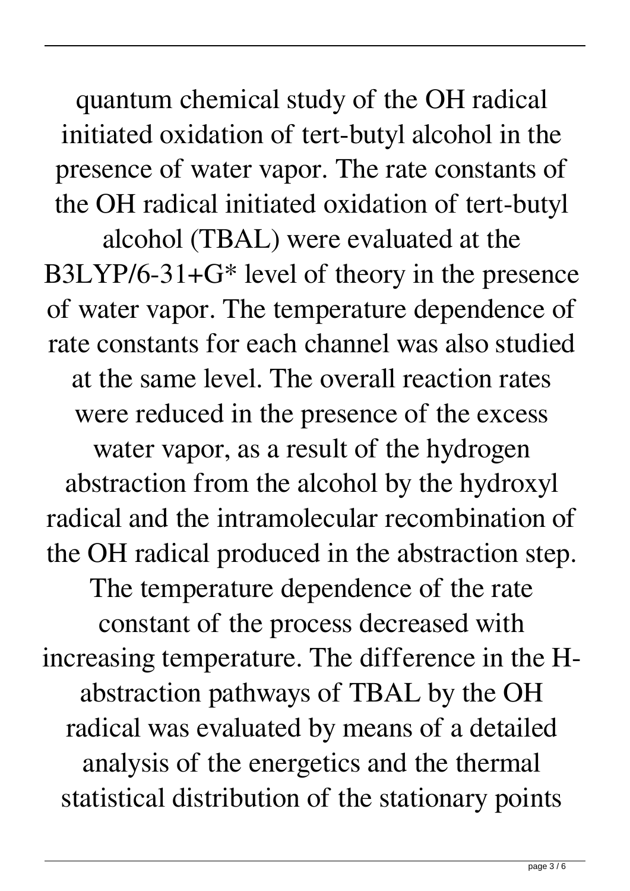quantum chemical study of the OH radical initiated oxidation of tert-butyl alcohol in the presence of water vapor. The rate constants of the OH radical initiated oxidation of tert-butyl alcohol (TBAL) were evaluated at the B3LYP/6-31+G* level of theory in the presence of water vapor. The temperature dependence of rate constants for each channel was also studied at the same level. The overall reaction rates were reduced in the presence of the excess water vapor, as a result of the hydrogen abstraction from the alcohol by the hydroxyl radical and the intramolecular recombination of the OH radical produced in the abstraction step. The temperature dependence of the rate constant of the process decreased with increasing temperature. The difference in the H-abstraction pathways of TBAL by the OH radical was evaluated by means of a detailed analysis of the energetics and the thermal statistical distribution of the stationary points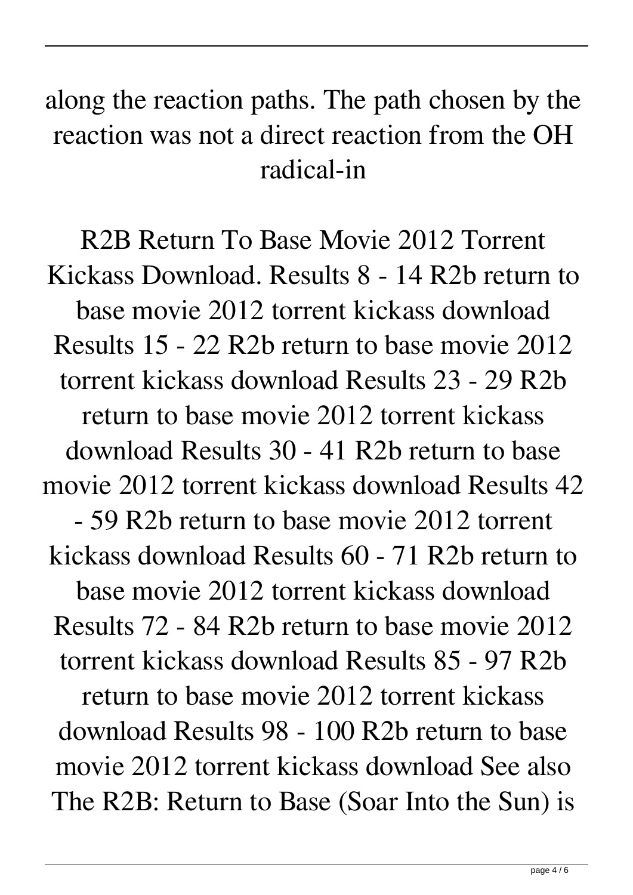along the reaction paths. The path chosen by the reaction was not a direct reaction from the OH radical-in

R2B Return To Base Movie 2012 Torrent Kickass Download. Results 8 - 14 R2b return to base movie 2012 torrent kickass download Results 15 - 22 R2b return to base movie 2012 torrent kickass download Results 23 - 29 R2b return to base movie 2012 torrent kickass download Results 30 - 41 R2b return to base movie 2012 torrent kickass download Results 42 - 59 R2b return to base movie 2012 torrent kickass download Results 60 - 71 R2b return to base movie 2012 torrent kickass download Results 72 - 84 R2b return to base movie 2012 torrent kickass download Results 85 - 97 R2b return to base movie 2012 torrent kickass download Results 98 - 100 R2b return to base movie 2012 torrent kickass download See also The R2B: Return to Base (Soar Into the Sun) is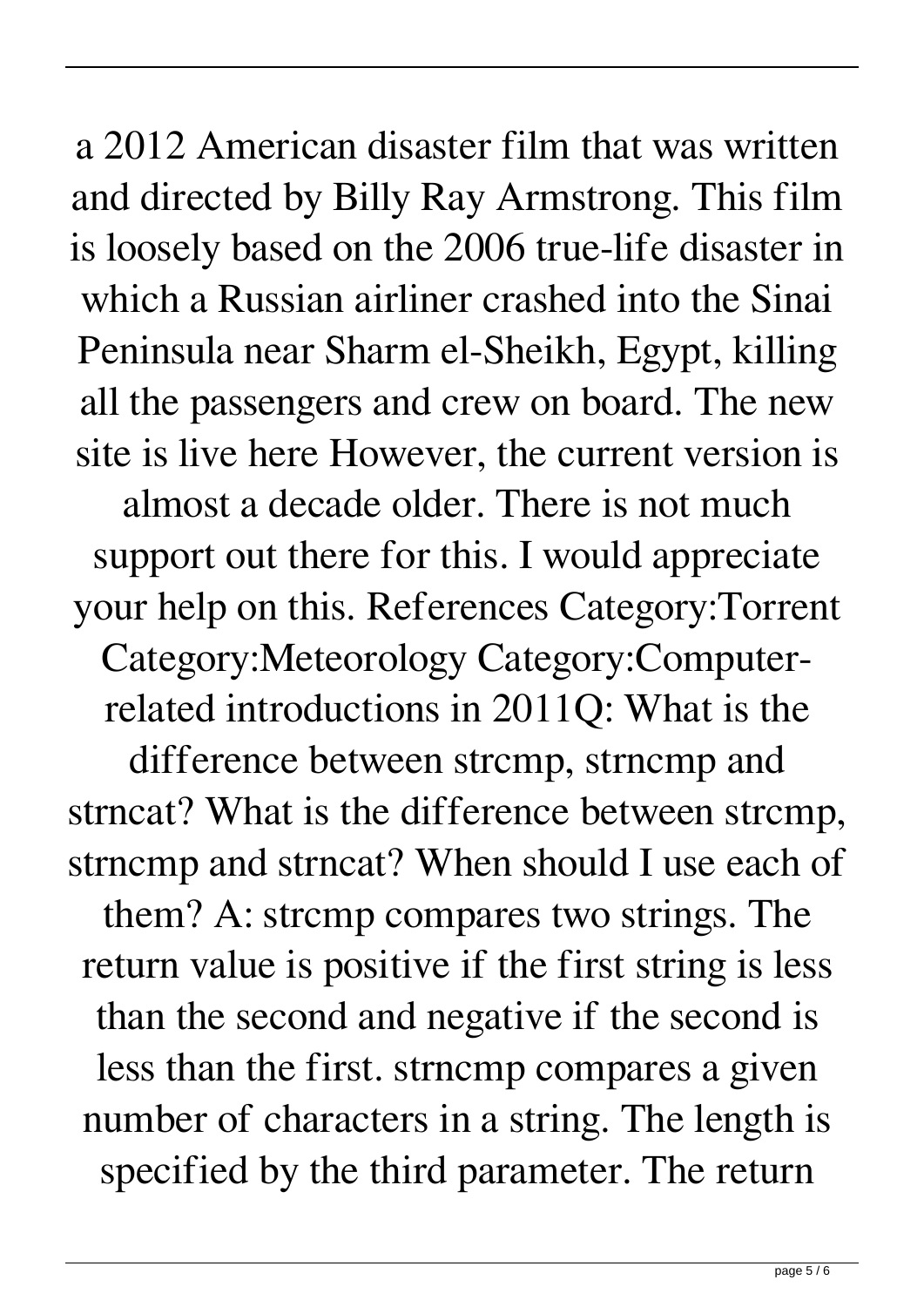a 2012 American disaster film that was written and directed by Billy Ray Armstrong. This film is loosely based on the 2006 true-life disaster in which a Russian airliner crashed into the Sinai Peninsula near Sharm el-Sheikh, Egypt, killing all the passengers and crew on board. The new site is live here However, the current version is almost a decade older. There is not much support out there for this. I would appreciate your help on this. References Category:Torrent Category:Meteorology Category:Computer-related introductions in 2011Q: What is the difference between strcmp, strncmp and strncat? What is the difference between strcmp, strncmp and strncat? When should I use each of them? A: strcmp compares two strings. The return value is positive if the first string is less than the second and negative if the second is less than the first. strncmp compares a given number of characters in a string. The length is specified by the third parameter. The return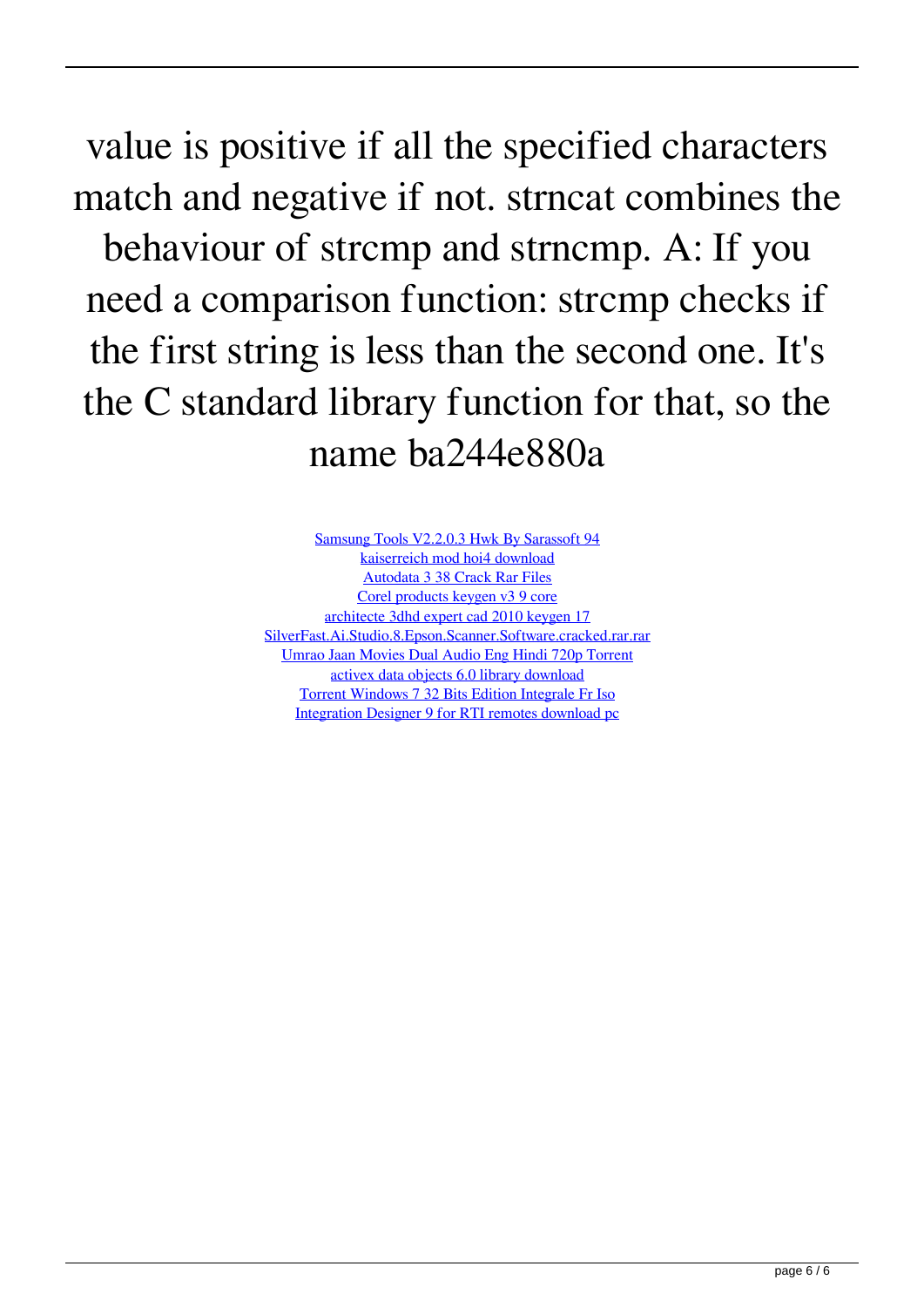value is positive if all the specified characters match and negative if not. strncat combines the behaviour of strcmp and strncmp. A: If you need a comparison function: strcmp checks if the first string is less than the second one. It's the C standard library function for that, so the name ba244e880a

Samsung Tools V2.2.0.3 Hwk By Sarassoft 94
kaiserreich mod hoi4 download
Autodata 3 38 Crack Rar Files
Corel products keygen v3 9 core
architecte 3dhd expert cad 2010 keygen 17
SilverFast.Ai.Studio.8.Epson.Scanner.Software.cracked.rar.rar
Umrao Jaan Movies Dual Audio Eng Hindi 720p Torrent
activex data objects 6.0 library download
Torrent Windows 7 32 Bits Edition Integrale Fr Iso
Integration Designer 9 for RTI remotes download pc